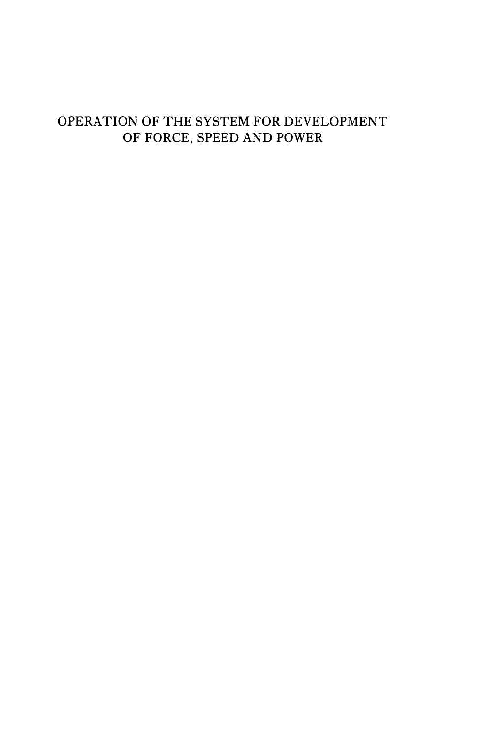# OPERATION OF THE SYSTEM FOR DEVELOPMENT OF FORCE, SPEED AND POWER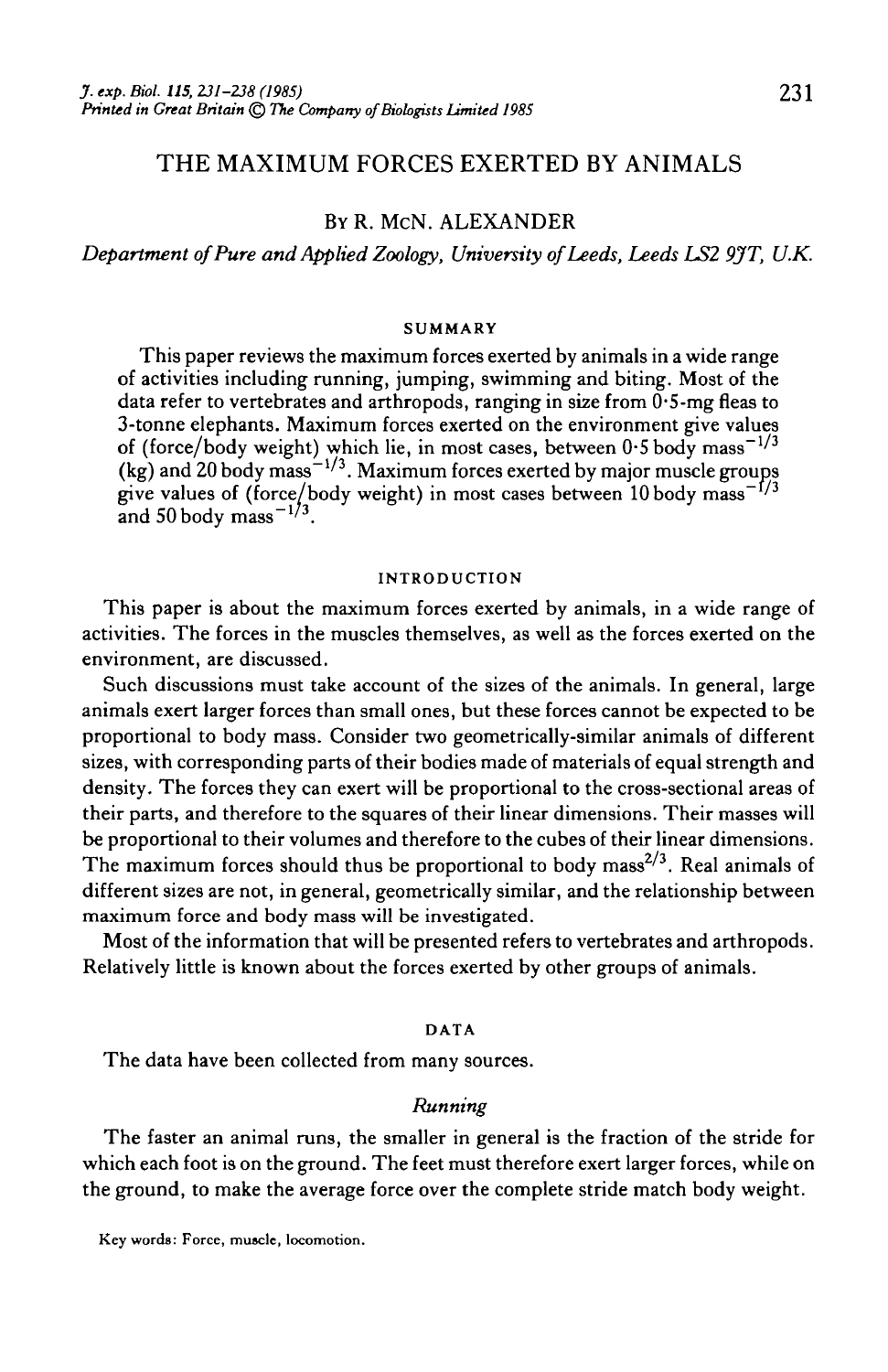# THE MAXIMUM FORCES EXERTED BY ANIMALS

By R. McN. Alexander

*Department of Pure and Applied Zoology, University of Leeds, Leeds LS2 9JT, U.K.*

## SUMMARY

This paper reviews the maximum forces exerted by animals in a wide range of activities including running, jumping, swimming and biting. Most of the data refer to vertebrates and arthropods, ranging in size from 0·5-mg fleas to 3-tonne elephants. Maximum forces exerted on the environment give values of (force/body weight) which lie, in most cases, between 0·5 body mass$^{-1/3}$ (kg) and 20 body mass$^{-1/3}$. Maximum forces exerted by major muscle groups give values of (force/body weight) in most cases between 10 body mass$^{-1/3}$ and 50 body mass$^{-1/3}$.

## INTRODUCTION

This paper is about the maximum forces exerted by animals, in a wide range of activities. The forces in the muscles themselves, as well as the forces exerted on the environment, are discussed.

Such discussions must take account of the sizes of the animals. In general, large animals exert larger forces than small ones, but these forces cannot be expected to be proportional to body mass. Consider two geometrically-similar animals of different sizes, with corresponding parts of their bodies made of materials of equal strength and density. The forces they can exert will be proportional to the cross-sectional areas of their parts, and therefore to the squares of their linear dimensions. Their masses will be proportional to their volumes and therefore to the cubes of their linear dimensions. The maximum forces should thus be proportional to body mass$^{2/3}$. Real animals of different sizes are not, in general, geometrically similar, and the relationship between maximum force and body mass will be investigated.

Most of the information that will be presented refers to vertebrates and arthropods. Relatively little is known about the forces exerted by other groups of animals.

## DATA

The data have been collected from many sources.

### *Running*

The faster an animal runs, the smaller in general is the fraction of the stride for which each foot is on the ground. The feet must therefore exert larger forces, while on the ground, to make the average force over the complete stride match body weight.

Key words: Force, muscle, locomotion.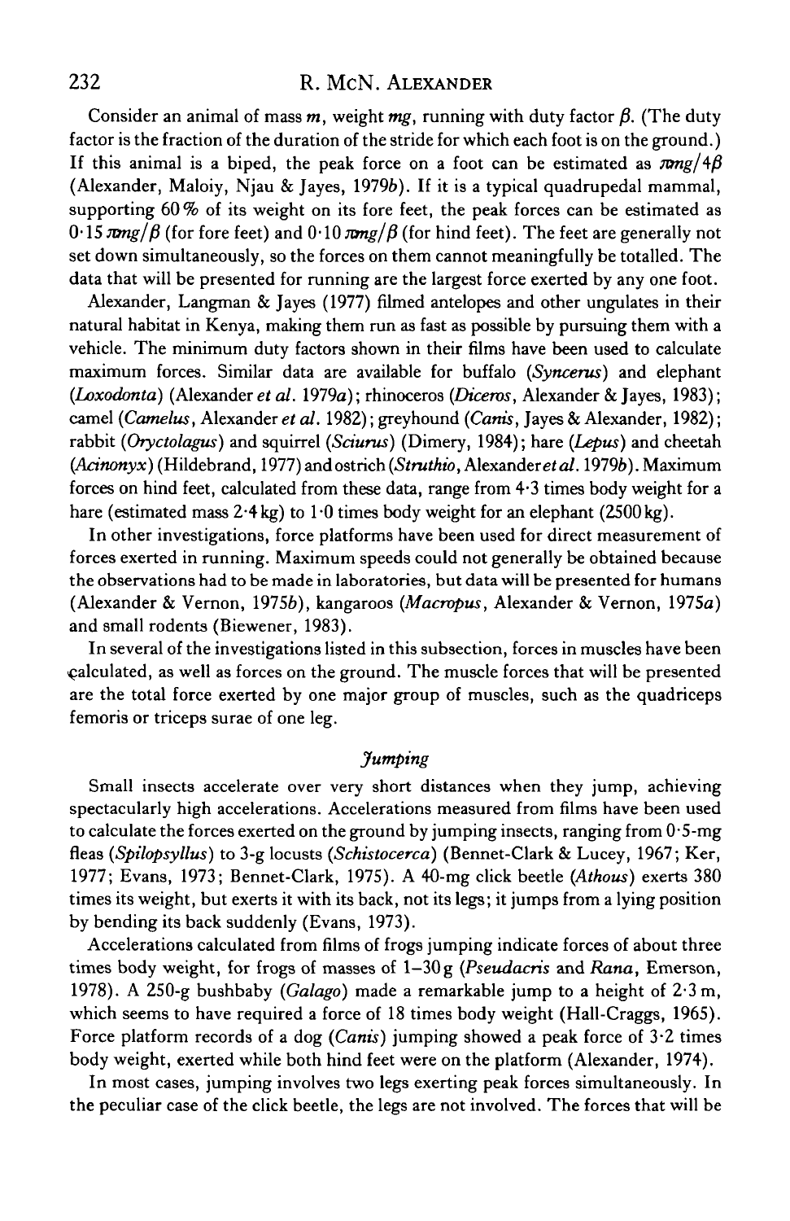Consider an animal of mass $m$, weight $mg$, running with duty factor $\beta$. (The duty factor is the fraction of the duration of the stride for which each foot is on the ground.) If this animal is a biped, the peak force on a foot can be estimated as $\pi mg/4\beta$ (Alexander, Maloiy, Njau & Jayes, 1979*b*). If it is a typical quadrupedal mammal, supporting 60% of its weight on its fore feet, the peak forces can be estimated as $0{\cdot}15\,\pi mg/\beta$ (for fore feet) and $0{\cdot}10\,\pi mg/\beta$ (for hind feet). The feet are generally not set down simultaneously, so the forces on them cannot meaningfully be totalled. The data that will be presented for running are the largest force exerted by any one foot.

Alexander, Langman & Jayes (1977) filmed antelopes and other ungulates in their natural habitat in Kenya, making them run as fast as possible by pursuing them with a vehicle. The minimum duty factors shown in their films have been used to calculate maximum forces. Similar data are available for buffalo (*Syncerus*) and elephant (*Loxodonta*) (Alexander *et al.* 1979*a*); rhinoceros (*Diceros*, Alexander & Jayes, 1983); camel (*Camelus*, Alexander *et al.* 1982); greyhound (*Canis*, Jayes & Alexander, 1982); rabbit (*Oryctolagus*) and squirrel (*Sciurus*) (Dimery, 1984); hare (*Lepus*) and cheetah (*Acinonyx*) (Hildebrand, 1977) and ostrich (*Struthio*, Alexander *et al.* 1979*b*). Maximum forces on hind feet, calculated from these data, range from 4·3 times body weight for a hare (estimated mass 2·4 kg) to 1·0 times body weight for an elephant (2500 kg).

In other investigations, force platforms have been used for direct measurement of forces exerted in running. Maximum speeds could not generally be obtained because the observations had to be made in laboratories, but data will be presented for humans (Alexander & Vernon, 1975*b*), kangaroos (*Macropus*, Alexander & Vernon, 1975*a*) and small rodents (Biewener, 1983).

In several of the investigations listed in this subsection, forces in muscles have been calculated, as well as forces on the ground. The muscle forces that will be presented are the total force exerted by one major group of muscles, such as the quadriceps femoris or triceps surae of one leg.

### *Jumping*

Small insects accelerate over very short distances when they jump, achieving spectacularly high accelerations. Accelerations measured from films have been used to calculate the forces exerted on the ground by jumping insects, ranging from 0·5-mg fleas (*Spilopsyllus*) to 3-g locusts (*Schistocerca*) (Bennet-Clark & Lucey, 1967; Ker, 1977; Evans, 1973; Bennet-Clark, 1975). A 40-mg click beetle (*Athous*) exerts 380 times its weight, but exerts it with its back, not its legs; it jumps from a lying position by bending its back suddenly (Evans, 1973).

Accelerations calculated from films of frogs jumping indicate forces of about three times body weight, for frogs of masses of 1–30 g (*Pseudacris* and *Rana*, Emerson, 1978). A 250-g bushbaby (*Galago*) made a remarkable jump to a height of 2·3 m, which seems to have required a force of 18 times body weight (Hall-Craggs, 1965). Force platform records of a dog (*Canis*) jumping showed a peak force of 3·2 times body weight, exerted while both hind feet were on the platform (Alexander, 1974).

In most cases, jumping involves two legs exerting peak forces simultaneously. In the peculiar case of the click beetle, the legs are not involved. The forces that will be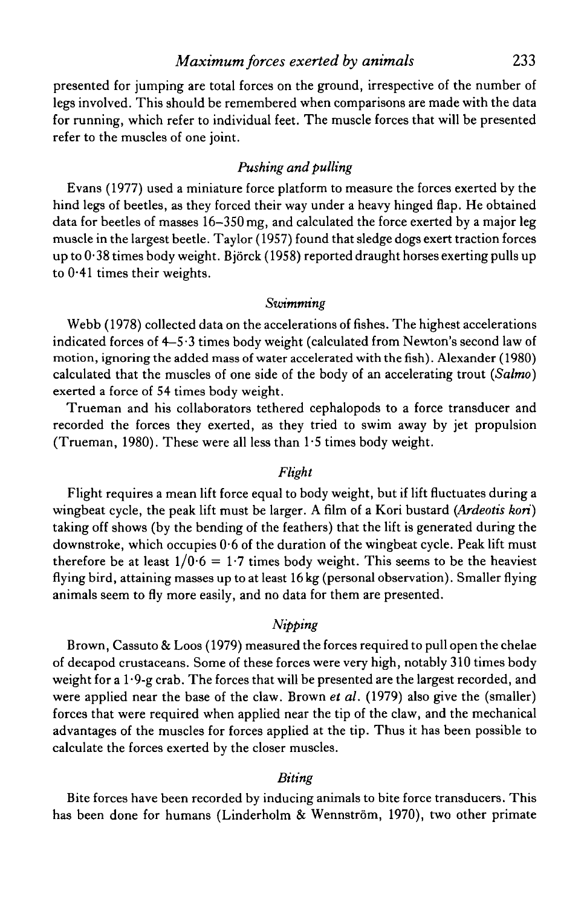presented for jumping are total forces on the ground, irrespective of the number of legs involved. This should be remembered when comparisons are made with the data for running, which refer to individual feet. The muscle forces that will be presented refer to the muscles of one joint.

### *Pushing and pulling*

Evans (1977) used a miniature force platform to measure the forces exerted by the hind legs of beetles, as they forced their way under a heavy hinged flap. He obtained data for beetles of masses 16–350 mg, and calculated the force exerted by a major leg muscle in the largest beetle. Taylor (1957) found that sledge dogs exert traction forces up to 0·38 times body weight. Björck (1958) reported draught horses exerting pulls up to 0·41 times their weights.

### *Swimming*

Webb (1978) collected data on the accelerations of fishes. The highest accelerations indicated forces of 4–5·3 times body weight (calculated from Newton's second law of motion, ignoring the added mass of water accelerated with the fish). Alexander (1980) calculated that the muscles of one side of the body of an accelerating trout (*Salmo*) exerted a force of 54 times body weight.

Trueman and his collaborators tethered cephalopods to a force transducer and recorded the forces they exerted, as they tried to swim away by jet propulsion (Trueman, 1980). These were all less than 1·5 times body weight.

### *Flight*

Flight requires a mean lift force equal to body weight, but if lift fluctuates during a wingbeat cycle, the peak lift must be larger. A film of a Kori bustard (*Ardeotis kori*) taking off shows (by the bending of the feathers) that the lift is generated during the downstroke, which occupies 0·6 of the duration of the wingbeat cycle. Peak lift must therefore be at least $1/0{\cdot}6 = 1{\cdot}7$ times body weight. This seems to be the heaviest flying bird, attaining masses up to at least 16 kg (personal observation). Smaller flying animals seem to fly more easily, and no data for them are presented.

### *Nipping*

Brown, Cassuto & Loos (1979) measured the forces required to pull open the chelae of decapod crustaceans. Some of these forces were very high, notably 310 times body weight for a 1·9-g crab. The forces that will be presented are the largest recorded, and were applied near the base of the claw. Brown *et al.* (1979) also give the (smaller) forces that were required when applied near the tip of the claw, and the mechanical advantages of the muscles for forces applied at the tip. Thus it has been possible to calculate the forces exerted by the closer muscles.

### *Biting*

Bite forces have been recorded by inducing animals to bite force transducers. This has been done for humans (Linderholm & Wennström, 1970), two other primate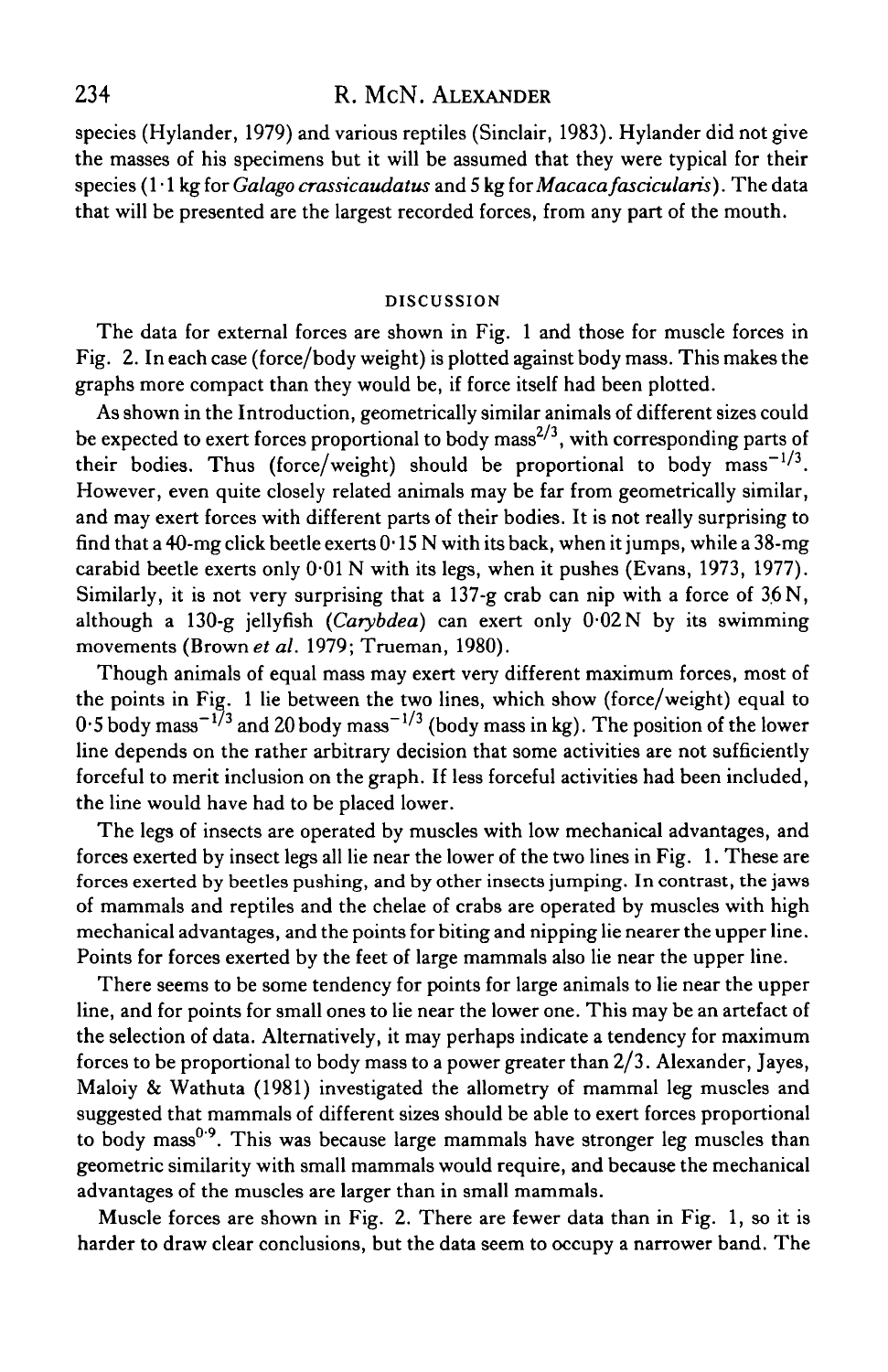species (Hylander, 1979) and various reptiles (Sinclair, 1983). Hylander did not give the masses of his specimens but it will be assumed that they were typical for their species (1·1 kg for *Galago crassicaudatus* and 5 kg for *Macaca fascicularis*). The data that will be presented are the largest recorded forces, from any part of the mouth.

## DISCUSSION

The data for external forces are shown in Fig. 1 and those for muscle forces in Fig. 2. In each case (force/body weight) is plotted against body mass. This makes the graphs more compact than they would be, if force itself had been plotted.

As shown in the Introduction, geometrically similar animals of different sizes could be expected to exert forces proportional to body mass$^{2/3}$, with corresponding parts of their bodies. Thus (force/weight) should be proportional to body mass$^{-1/3}$. However, even quite closely related animals may be far from geometrically similar, and may exert forces with different parts of their bodies. It is not really surprising to find that a 40-mg click beetle exerts 0·15 N with its back, when it jumps, while a 38-mg carabid beetle exerts only 0·01 N with its legs, when it pushes (Evans, 1973, 1977). Similarly, it is not very surprising that a 137-g crab can nip with a force of 36 N, although a 130-g jellyfish (*Carybdea*) can exert only 0·02 N by its swimming movements (Brown *et al.* 1979; Trueman, 1980).

Though animals of equal mass may exert very different maximum forces, most of the points in Fig. 1 lie between the two lines, which show (force/weight) equal to 0·5 body mass$^{-1/3}$ and 20 body mass$^{-1/3}$ (body mass in kg). The position of the lower line depends on the rather arbitrary decision that some activities are not sufficiently forceful to merit inclusion on the graph. If less forceful activities had been included, the line would have had to be placed lower.

The legs of insects are operated by muscles with low mechanical advantages, and forces exerted by insect legs all lie near the lower of the two lines in Fig. 1. These are forces exerted by beetles pushing, and by other insects jumping. In contrast, the jaws of mammals and reptiles and the chelae of crabs are operated by muscles with high mechanical advantages, and the points for biting and nipping lie nearer the upper line. Points for forces exerted by the feet of large mammals also lie near the upper line.

There seems to be some tendency for points for large animals to lie near the upper line, and for points for small ones to lie near the lower one. This may be an artefact of the selection of data. Alternatively, it may perhaps indicate a tendency for maximum forces to be proportional to body mass to a power greater than 2/3. Alexander, Jayes, Maloiy & Wathuta (1981) investigated the allometry of mammal leg muscles and suggested that mammals of different sizes should be able to exert forces proportional to body mass$^{0·9}$. This was because large mammals have stronger leg muscles than geometric similarity with small mammals would require, and because the mechanical advantages of the muscles are larger than in small mammals.

Muscle forces are shown in Fig. 2. There are fewer data than in Fig. 1, so it is harder to draw clear conclusions, but the data seem to occupy a narrower band. The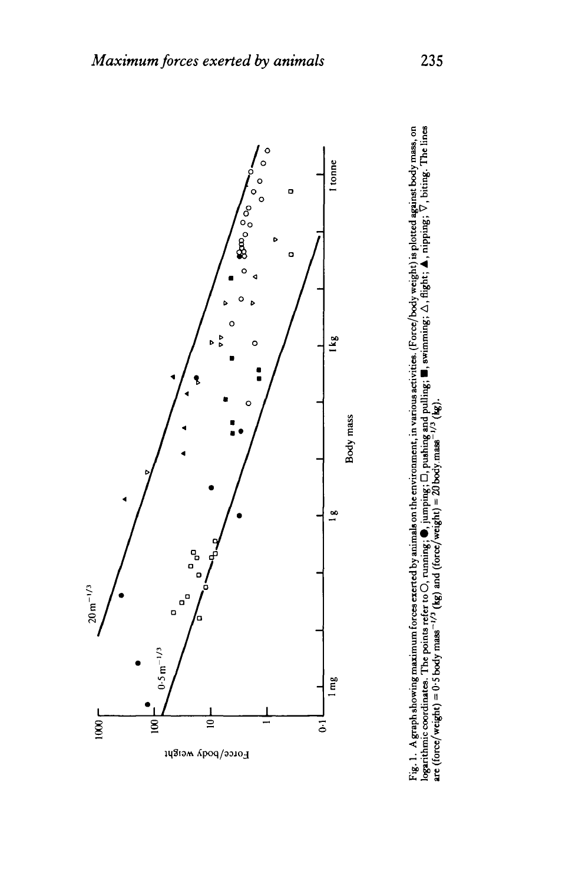Fig. 1. A graph showing maximum forces exerted by animals on the environment, in various activities. (Force/body weight) is plotted against body mass, on logarithmic coordinates. The points refer to ○, running; ●, jumping; □, pushing and pulling; ■, swimming; △, flight; ▲, nipping; ▽, biting. The lines are (force/weight) = 0·5 body mass$^{-1/3}$ (kg) and (force/weight) = 20 body mass$^{-1/3}$ (kg).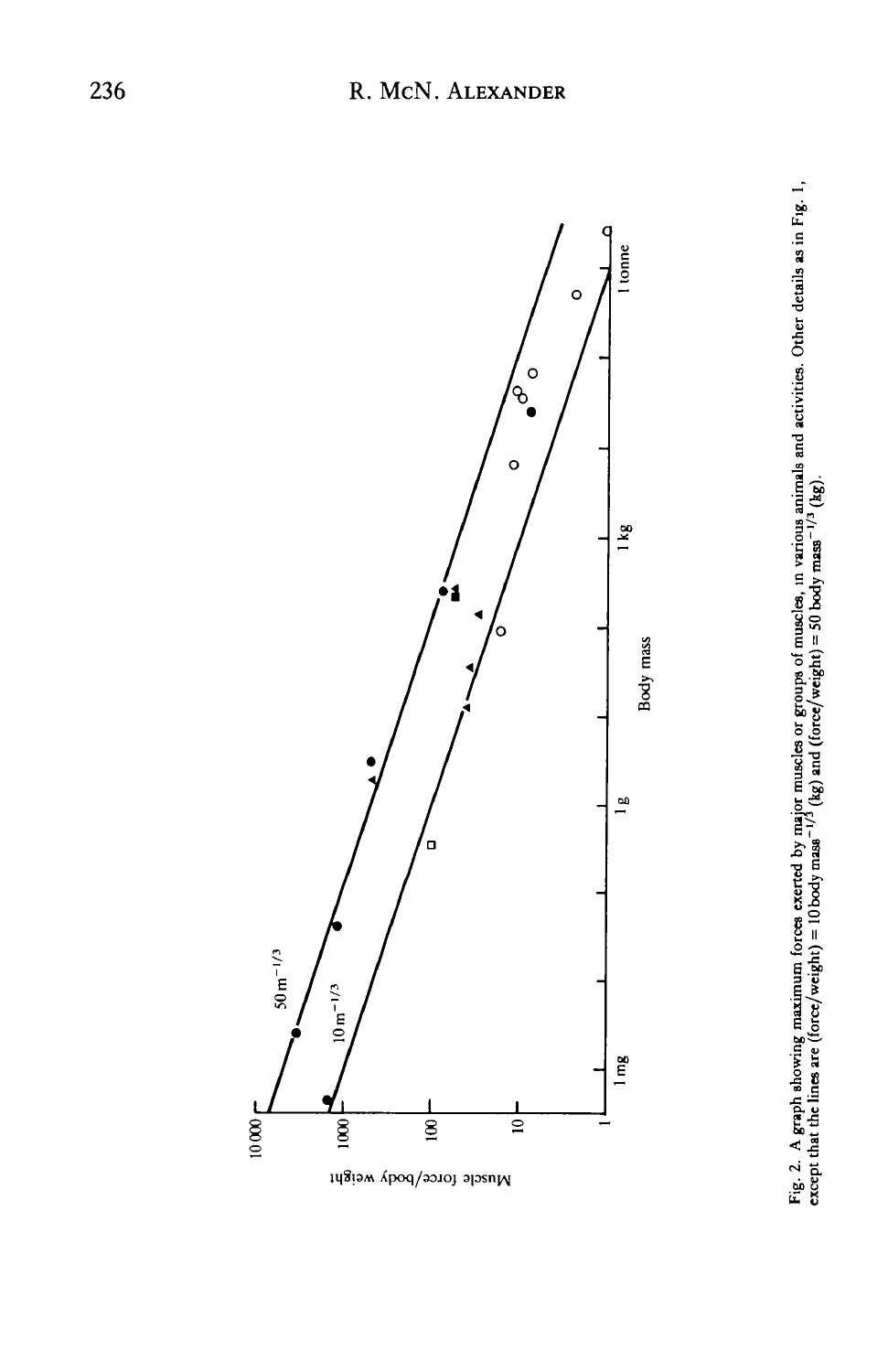Fig. 2. A graph showing maximum forces exerted by major muscles or groups of muscles, in various animals and activities. Other details as in Fig. 1, except that the lines are (force/weight) = 10 body mass$^{-1/3}$ (kg) and (force/weight) = 50 body mass$^{-1/3}$ (kg).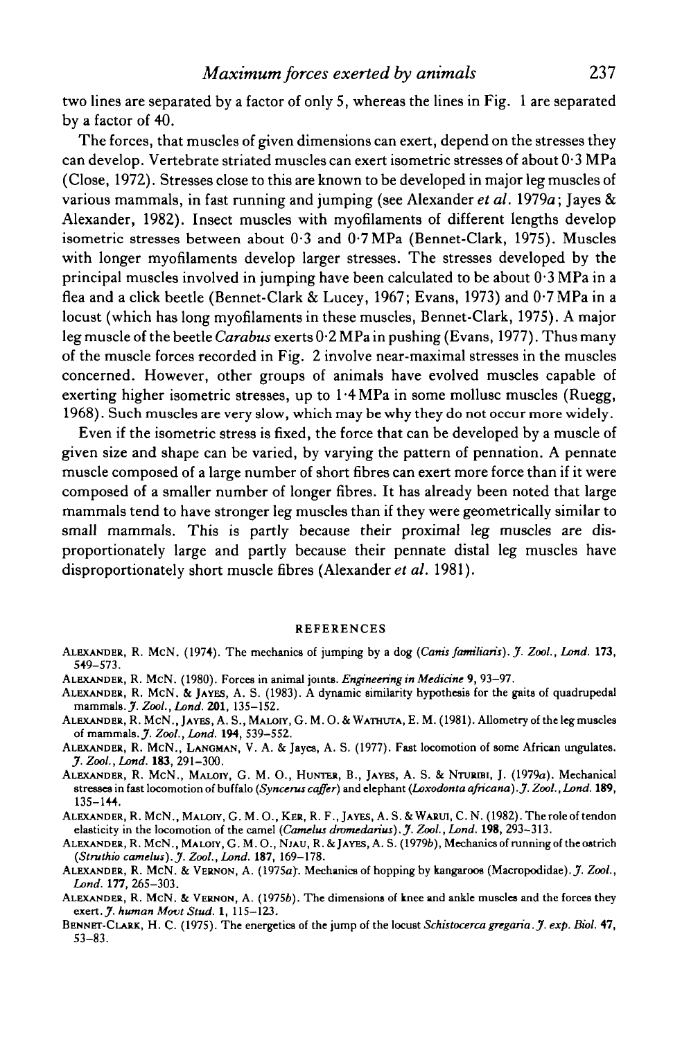two lines are separated by a factor of only 5, whereas the lines in Fig. 1 are separated by a factor of 40.

The forces, that muscles of given dimensions can exert, depend on the stresses they can develop. Vertebrate striated muscles can exert isometric stresses of about 0·3 MPa (Close, 1972). Stresses close to this are known to be developed in major leg muscles of various mammals, in fast running and jumping (see Alexander *et al.* 1979*a*; Jayes & Alexander, 1982). Insect muscles with myofilaments of different lengths develop isometric stresses between about 0·3 and 0·7 MPa (Bennet-Clark, 1975). Muscles with longer myofilaments develop larger stresses. The stresses developed by the principal muscles involved in jumping have been calculated to be about 0·3 MPa in a flea and a click beetle (Bennet-Clark & Lucey, 1967; Evans, 1973) and 0·7 MPa in a locust (which has long myofilaments in these muscles, Bennet-Clark, 1975). A major leg muscle of the beetle *Carabus* exerts 0·2 MPa in pushing (Evans, 1977). Thus many of the muscle forces recorded in Fig. 2 involve near-maximal stresses in the muscles concerned. However, other groups of animals have evolved muscles capable of exerting higher isometric stresses, up to 1·4 MPa in some mollusc muscles (Ruegg, 1968). Such muscles are very slow, which may be why they do not occur more widely.

Even if the isometric stress is fixed, the force that can be developed by a muscle of given size and shape can be varied, by varying the pattern of pennation. A pennate muscle composed of a large number of short fibres can exert more force than if it were composed of a smaller number of longer fibres. It has already been noted that large mammals tend to have stronger leg muscles than if they were geometrically similar to small mammals. This is partly because their proximal leg muscles are disproportionately large and partly because their pennate distal leg muscles have disproportionately short muscle fibres (Alexander *et al.* 1981).

## REFERENCES

Alexander, R. McN. (1974). The mechanics of jumping by a dog (*Canis familiaris*). *J. Zool., Lond.* **173**, 549–573.

Alexander, R. McN. (1980). Forces in animal joints. *Engineering in Medicine* **9**, 93–97.

Alexander, R. McN. & Jayes, A. S. (1983). A dynamic similarity hypothesis for the gaits of quadrupedal mammals. *J. Zool., Lond.* **201**, 135–152.

Alexander, R. McN., Jayes, A. S., Maloiy, G. M. O. & Wathuta, E. M. (1981). Allometry of the leg muscles of mammals. *J. Zool., Lond.* **194**, 539–552.

Alexander, R. McN., Langman, V. A. & Jayes, A. S. (1977). Fast locomotion of some African ungulates. *J. Zool., Lond.* **183**, 291–300.

Alexander, R. McN., Maloiy, G. M. O., Hunter, B., Jayes, A. S. & Nturibi, J. (1979*a*). Mechanical stresses in fast locomotion of buffalo (*Syncerus caffer*) and elephant (*Loxodonta africana*). *J. Zool., Lond.* **189**, 135–144.

Alexander, R. McN., Maloiy, G. M. O., Ker, R. F., Jayes, A. S. & Warui, C. N. (1982). The role of tendon elasticity in the locomotion of the camel (*Camelus dromedarius*). *J. Zool., Lond.* **198**, 293–313.

Alexander, R. McN., Maloiy, G. M. O., Njau, R. & Jayes, A. S. (1979*b*). Mechanics of running of the ostrich (*Struthio camelus*). *J. Zool., Lond.* **187**, 169–178.

Alexander, R. McN. & Vernon, A. (1975*a*). Mechanics of hopping by kangaroos (Macropodidae). *J. Zool., Lond.* **177**, 265–303.

Alexander, R. McN. & Vernon, A. (1975*b*). The dimensions of knee and ankle muscles and the forces they exert. *J. human Movt Stud.* **1**, 115–123.

Bennet-Clark, H. C. (1975). The energetics of the jump of the locust *Schistocerca gregaria*. *J. exp. Biol.* **47**, 53–83.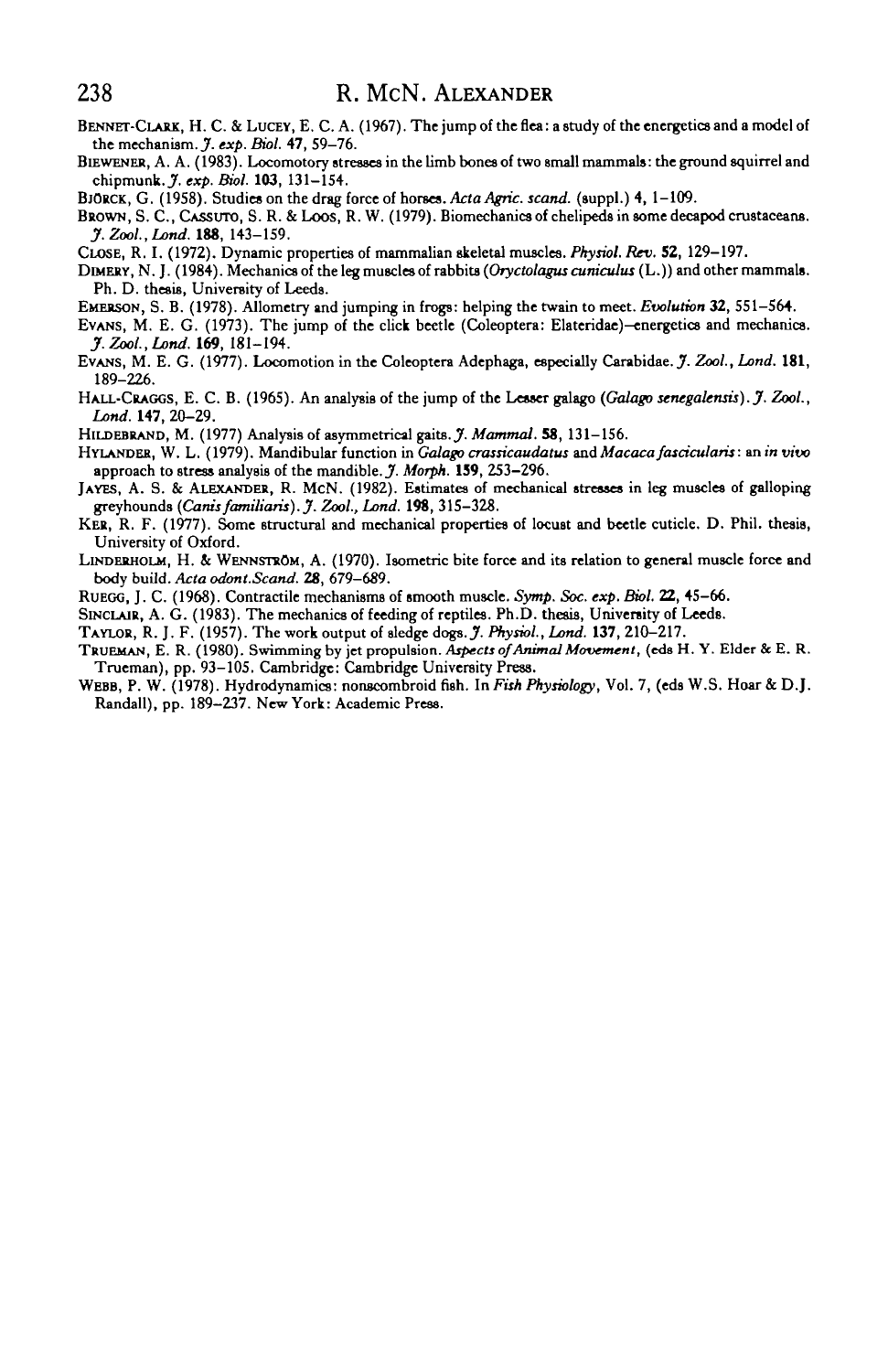Bennet-Clark, H. C. & Lucey, E. C. A. (1967). The jump of the flea: a study of the energetics and a model of the mechanism. *J. exp. Biol.* **47**, 59–76.

Biewener, A. A. (1983). Locomotory stresses in the limb bones of two small mammals: the ground squirrel and chipmunk. *J. exp. Biol.* **103**, 131–154.

Björck, G. (1958). Studies on the drag force of horses. *Acta Agric. scand.* (suppl.) **4**, 1–109.

Brown, S. C., Cassuto, S. R. & Loos, R. W. (1979). Biomechanics of chelipeds in some decapod crustaceans. *J. Zool., Lond.* **188**, 143–159.

Close, R. I. (1972). Dynamic properties of mammalian skeletal muscles. *Physiol. Rev.* **52**, 129–197.

Dimery, N. J. (1984). Mechanics of the leg muscles of rabbits (*Oryctolagus cuniculus* (L.)) and other mammals. Ph. D. thesis, University of Leeds.

Emerson, S. B. (1978). Allometry and jumping in frogs: helping the twain to meet. *Evolution* **32**, 551–564.

Evans, M. E. G. (1973). The jump of the click beetle (Coleoptera: Elateridae)–energetics and mechanics. *J. Zool., Lond.* **169**, 181–194.

Evans, M. E. G. (1977). Locomotion in the Coleoptera Adephaga, especially Carabidae. *J. Zool., Lond.* **181**, 189–226.

Hall-Craggs, E. C. B. (1965). An analysis of the jump of the Lesser galago (*Galago senegalensis*). *J. Zool., Lond.* **147**, 20–29.

Hildebrand, M. (1977) Analysis of asymmetrical gaits. *J. Mammal.* **58**, 131–156.

Hylander, W. L. (1979). Mandibular function in *Galago crassicaudatus* and *Macaca fascicularis*: an *in vivo* approach to stress analysis of the mandible. *J. Morph.* **159**, 253–296.

Jayes, A. S. & Alexander, R. McN. (1982). Estimates of mechanical stresses in leg muscles of galloping greyhounds (*Canis familiaris*). *J. Zool., Lond.* **198**, 315–328.

Ker, R. F. (1977). Some structural and mechanical properties of locust and beetle cuticle. D. Phil. thesis, University of Oxford.

Linderholm, H. & Wennström, A. (1970). Isometric bite force and its relation to general muscle force and body build. *Acta odont.Scand.* **28**, 679–689.

Ruegg, J. C. (1968). Contractile mechanisms of smooth muscle. *Symp. Soc. exp. Biol.* **22**, 45–66.

Sinclair, A. G. (1983). The mechanics of feeding of reptiles. Ph.D. thesis, University of Leeds.

Taylor, R. J. F. (1957). The work output of sledge dogs. *J. Physiol., Lond.* **137**, 210–217.

Trueman, E. R. (1980). Swimming by jet propulsion. *Aspects of Animal Movement*, (eds H. Y. Elder & E. R. Trueman), pp. 93–105. Cambridge: Cambridge University Press.

Webb, P. W. (1978). Hydrodynamics: nonscombroid fish. In *Fish Physiology*, Vol. 7, (eds W.S. Hoar & D.J. Randall), pp. 189–237. New York: Academic Press.